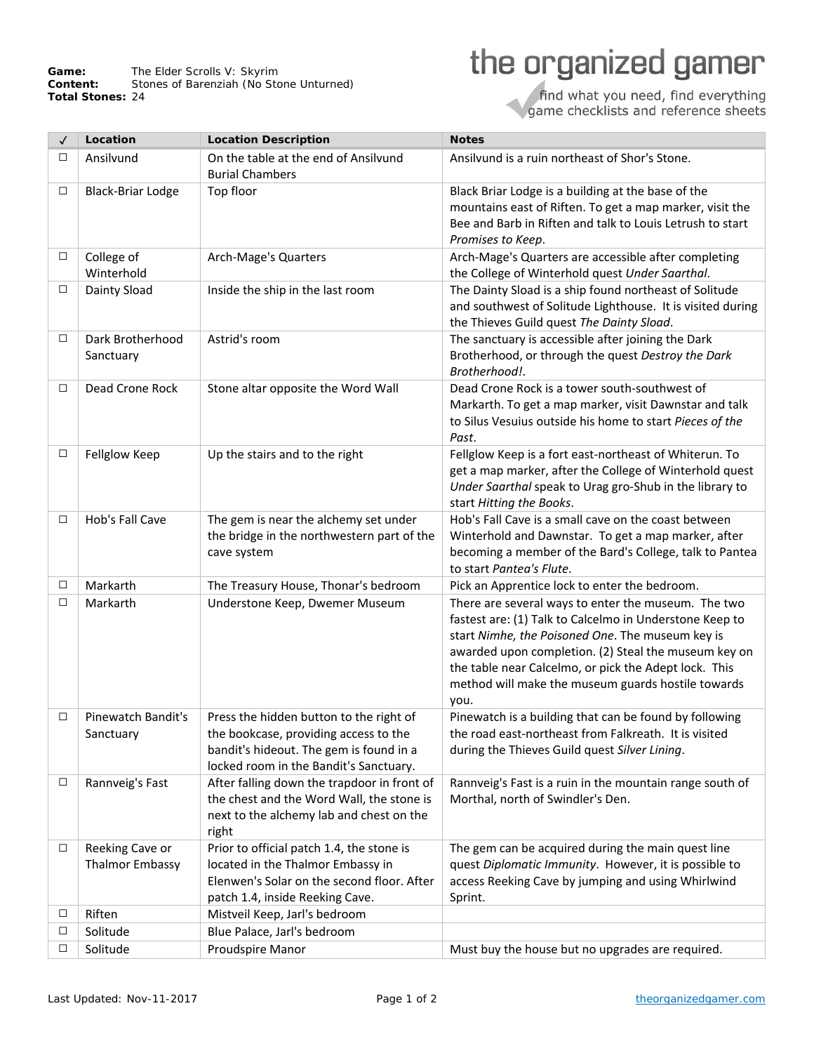**Game:** The Elder Scrolls V: Skyrim
**Content:** Stones of Barenziah (No Stone Unturned)
**Total Stones:** 24

the organized gamer

find what you need, find everything
game checklists and reference sheets

| ✓ | Location | Location Description | Notes |
|---|---|---|---|
| ☐ | Ansilvund | On the table at the end of Ansilvund Burial Chambers | Ansilvund is a ruin northeast of Shor's Stone. |
| ☐ | Black-Briar Lodge | Top floor | Black Briar Lodge is a building at the base of the mountains east of Riften. To get a map marker, visit the Bee and Barb in Riften and talk to Louis Letrush to start *Promises to Keep*. |
| ☐ | College of Winterhold | Arch-Mage's Quarters | Arch-Mage's Quarters are accessible after completing the College of Winterhold quest *Under Saarthal*. |
| ☐ | Dainty Sload | Inside the ship in the last room | The Dainty Sload is a ship found northeast of Solitude and southwest of Solitude Lighthouse. It is visited during the Thieves Guild quest *The Dainty Sload*. |
| ☐ | Dark Brotherhood Sanctuary | Astrid's room | The sanctuary is accessible after joining the Dark Brotherhood, or through the quest *Destroy the Dark Brotherhood!*. |
| ☐ | Dead Crone Rock | Stone altar opposite the Word Wall | Dead Crone Rock is a tower south-southwest of Markarth. To get a map marker, visit Dawnstar and talk to Silus Vesuius outside his home to start *Pieces of the Past*. |
| ☐ | Fellglow Keep | Up the stairs and to the right | Fellglow Keep is a fort east-northeast of Whiterun. To get a map marker, after the College of Winterhold quest *Under Saarthal* speak to Urag gro-Shub in the library to start *Hitting the Books*. |
| ☐ | Hob's Fall Cave | The gem is near the alchemy set under the bridge in the northwestern part of the cave system | Hob's Fall Cave is a small cave on the coast between Winterhold and Dawnstar. To get a map marker, after becoming a member of the Bard's College, talk to Pantea to start *Pantea's Flute*. |
| ☐ | Markarth | The Treasury House, Thonar's bedroom | Pick an Apprentice lock to enter the bedroom. |
| ☐ | Markarth | Understone Keep, Dwemer Museum | There are several ways to enter the museum. The two fastest are: (1) Talk to Calcelmo in Understone Keep to start *Nimhe, the Poisoned One*. The museum key is awarded upon completion. (2) Steal the museum key on the table near Calcelmo, or pick the Adept lock. This method will make the museum guards hostile towards you. |
| ☐ | Pinewatch Bandit's Sanctuary | Press the hidden button to the right of the bookcase, providing access to the bandit's hideout. The gem is found in a locked room in the Bandit's Sanctuary. | Pinewatch is a building that can be found by following the road east-northeast from Falkreath. It is visited during the Thieves Guild quest *Silver Lining*. |
| ☐ | Rannveig's Fast | After falling down the trapdoor in front of the chest and the Word Wall, the stone is next to the alchemy lab and chest on the right | Rannveig's Fast is a ruin in the mountain range south of Morthal, north of Swindler's Den. |
| ☐ | Reeking Cave or Thalmor Embassy | Prior to official patch 1.4, the stone is located in the Thalmor Embassy in Elenwen's Solar on the second floor. After patch 1.4, inside Reeking Cave. | The gem can be acquired during the main quest line quest *Diplomatic Immunity*. However, it is possible to access Reeking Cave by jumping and using Whirlwind Sprint. |
| ☐ | Riften | Mistveil Keep, Jarl's bedroom | |
| ☐ | Solitude | Blue Palace, Jarl's bedroom | |
| ☐ | Solitude | Proudspire Manor | Must buy the house but no upgrades are required. |

Last Updated: Nov-11-2017

theorganizedgamer.com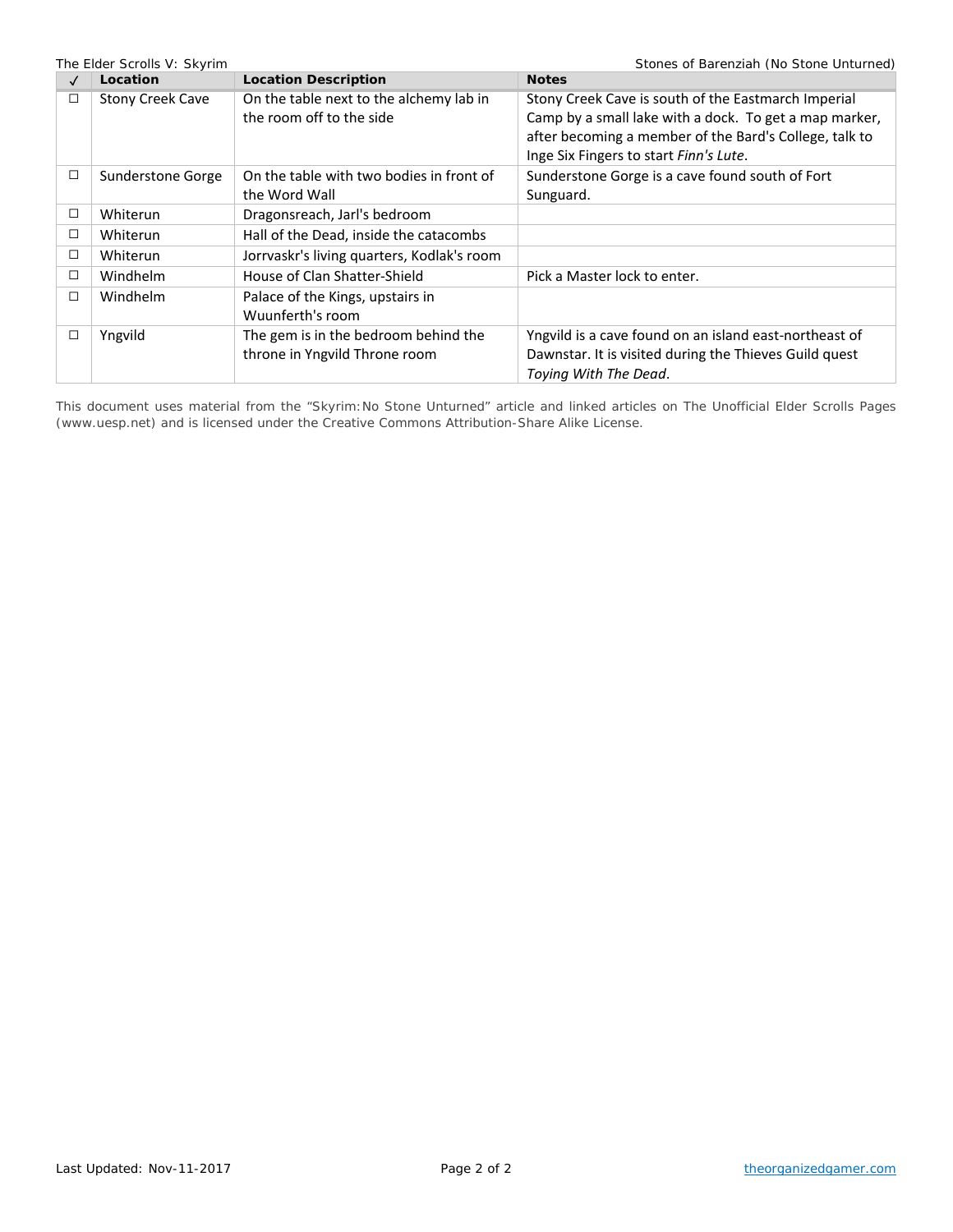| ✓ | Location | Location Description | Notes |
|---|---|---|---|
| ☐ | Stony Creek Cave | On the table next to the alchemy lab in the room off to the side | Stony Creek Cave is south of the Eastmarch Imperial Camp by a small lake with a dock. To get a map marker, after becoming a member of the Bard's College, talk to Inge Six Fingers to start *Finn's Lute*. |
| ☐ | Sunderstone Gorge | On the table with two bodies in front of the Word Wall | Sunderstone Gorge is a cave found south of Fort Sunguard. |
| ☐ | Whiterun | Dragonsreach, Jarl's bedroom | |
| ☐ | Whiterun | Hall of the Dead, inside the catacombs | |
| ☐ | Whiterun | Jorrvaskr's living quarters, Kodlak's room | |
| ☐ | Windhelm | House of Clan Shatter-Shield | Pick a Master lock to enter. |
| ☐ | Windhelm | Palace of the Kings, upstairs in Wuunferth's room | |
| ☐ | Yngvild | The gem is in the bedroom behind the throne in Yngvild Throne room | Yngvild is a cave found on an island east-northeast of Dawnstar. It is visited during the Thieves Guild quest *Toying With The Dead*. |

This document uses material from the "Skyrim:No Stone Unturned" article and linked articles on The Unofficial Elder Scrolls Pages (www.uesp.net) and is licensed under the Creative Commons Attribution-Share Alike License.